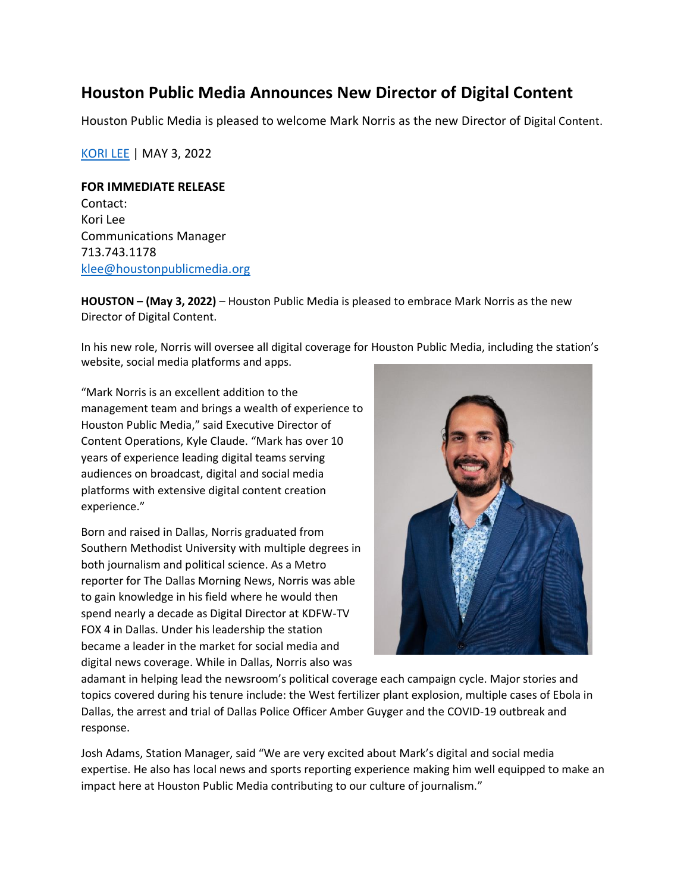# Houston Public Media Announces New Director of Digital Content

Houston Public Media is pleased to welcome Mark Norris as the new Director of Digital Content.

[KORI LEE](#) | MAY 3, 2022

**FOR IMMEDIATE RELEASE**
Contact:
Kori Lee
Communications Manager
713.743.1178
[klee@houstonpublicmedia.org](mailto:klee@houstonpublicmedia.org)

**HOUSTON – (May 3, 2022)** – Houston Public Media is pleased to embrace Mark Norris as the new Director of Digital Content.

In his new role, Norris will oversee all digital coverage for Houston Public Media, including the station's website, social media platforms and apps.

"Mark Norris is an excellent addition to the management team and brings a wealth of experience to Houston Public Media," said Executive Director of Content Operations, Kyle Claude. "Mark has over 10 years of experience leading digital teams serving audiences on broadcast, digital and social media platforms with extensive digital content creation experience."

Born and raised in Dallas, Norris graduated from Southern Methodist University with multiple degrees in both journalism and political science. As a Metro reporter for The Dallas Morning News, Norris was able to gain knowledge in his field where he would then spend nearly a decade as Digital Director at KDFW-TV FOX 4 in Dallas. Under his leadership the station became a leader in the market for social media and digital news coverage. While in Dallas, Norris also was adamant in helping lead the newsroom's political coverage each campaign cycle. Major stories and topics covered during his tenure include: the West fertilizer plant explosion, multiple cases of Ebola in Dallas, the arrest and trial of Dallas Police Officer Amber Guyger and the COVID-19 outbreak and response.

Josh Adams, Station Manager, said "We are very excited about Mark's digital and social media expertise. He also has local news and sports reporting experience making him well equipped to make an impact here at Houston Public Media contributing to our culture of journalism."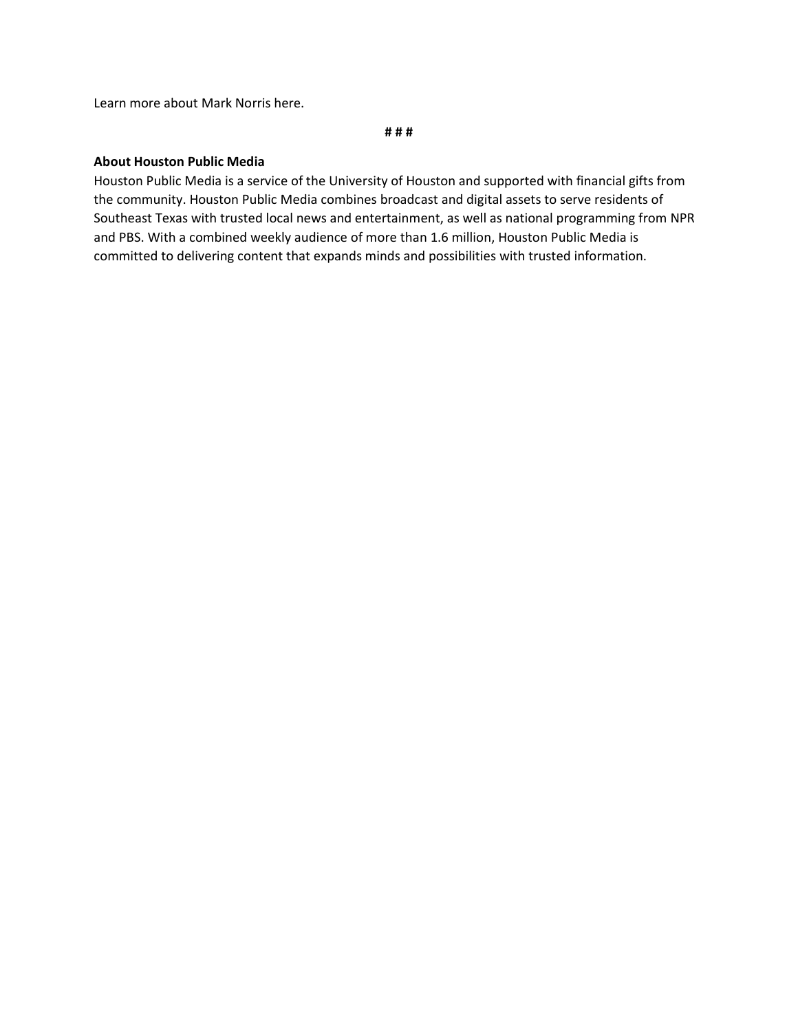Learn more about Mark Norris here.

**# # #**

**About Houston Public Media**

Houston Public Media is a service of the University of Houston and supported with financial gifts from the community. Houston Public Media combines broadcast and digital assets to serve residents of Southeast Texas with trusted local news and entertainment, as well as national programming from NPR and PBS. With a combined weekly audience of more than 1.6 million, Houston Public Media is committed to delivering content that expands minds and possibilities with trusted information.